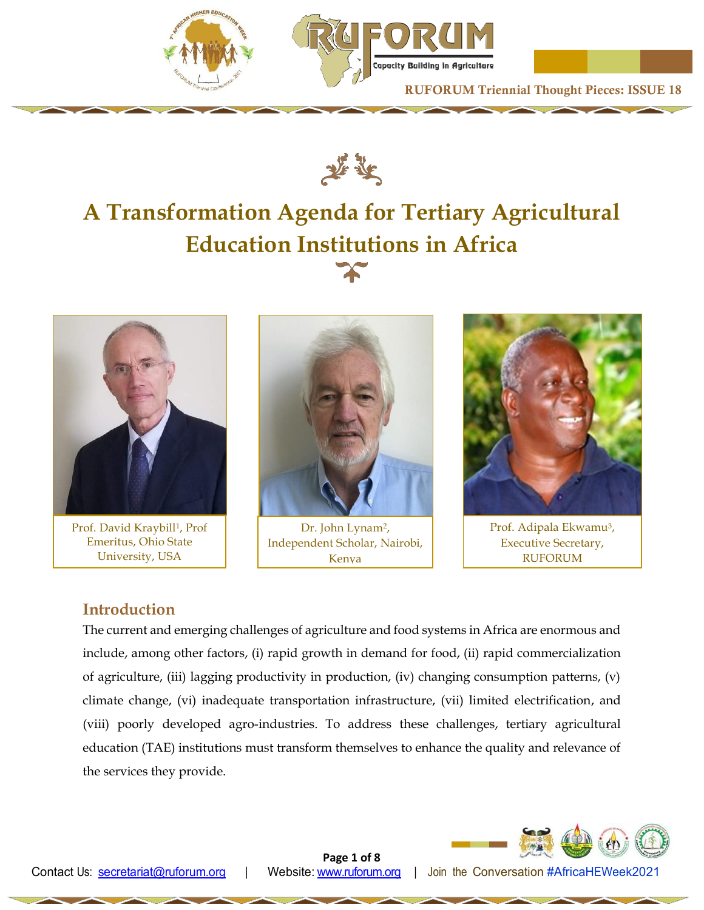# A Transformation Agenda for Tertiary Agricultural Education Institutions in Africa

Prof. David Kraybill[1], Prof Emeritus, Ohio State University, USA

Dr. John Lynam[2], Independent Scholar, Nairobi, Kenya

Prof. Adipala Ekwamu[3], Executive Secretary, RUFORUM

## Introduction

The current and emerging challenges of agriculture and food systems in Africa are enormous and include, among other factors, (i) rapid growth in demand for food, (ii) rapid commercialization of agriculture, (iii) lagging productivity in production, (iv) changing consumption patterns, (v) climate change, (vi) inadequate transportation infrastructure, (vii) limited electrification, and (viii) poorly developed agro-industries. To address these challenges, tertiary agricultural education (TAE) institutions must transform themselves to enhance the quality and relevance of the services they provide.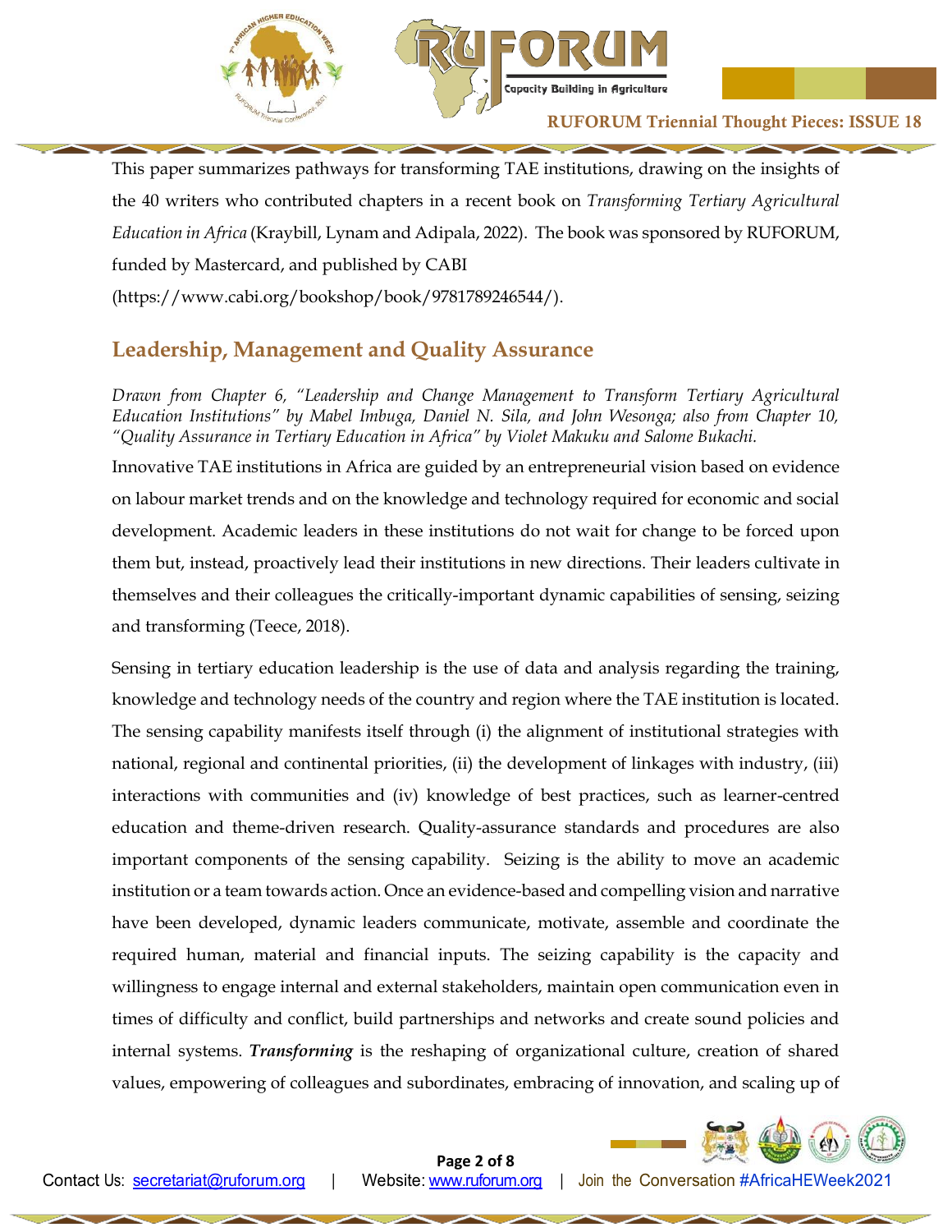This paper summarizes pathways for transforming TAE institutions, drawing on the insights of the 40 writers who contributed chapters in a recent book on *Transforming Tertiary Agricultural Education in Africa* (Kraybill, Lynam and Adipala, 2022). The book was sponsored by RUFORUM, funded by Mastercard, and published by CABI (https://www.cabi.org/bookshop/book/9781789246544/).

## Leadership, Management and Quality Assurance

*Drawn from Chapter 6, "Leadership and Change Management to Transform Tertiary Agricultural Education Institutions" by Mabel Imbuga, Daniel N. Sila, and John Wesonga; also from Chapter 10, "Quality Assurance in Tertiary Education in Africa" by Violet Makuku and Salome Bukachi.*

Innovative TAE institutions in Africa are guided by an entrepreneurial vision based on evidence on labour market trends and on the knowledge and technology required for economic and social development. Academic leaders in these institutions do not wait for change to be forced upon them but, instead, proactively lead their institutions in new directions. Their leaders cultivate in themselves and their colleagues the critically-important dynamic capabilities of sensing, seizing and transforming (Teece, 2018).

Sensing in tertiary education leadership is the use of data and analysis regarding the training, knowledge and technology needs of the country and region where the TAE institution is located. The sensing capability manifests itself through (i) the alignment of institutional strategies with national, regional and continental priorities, (ii) the development of linkages with industry, (iii) interactions with communities and (iv) knowledge of best practices, such as learner-centred education and theme-driven research. Quality-assurance standards and procedures are also important components of the sensing capability. Seizing is the ability to move an academic institution or a team towards action. Once an evidence-based and compelling vision and narrative have been developed, dynamic leaders communicate, motivate, assemble and coordinate the required human, material and financial inputs. The seizing capability is the capacity and willingness to engage internal and external stakeholders, maintain open communication even in times of difficulty and conflict, build partnerships and networks and create sound policies and internal systems. ***Transforming*** is the reshaping of organizational culture, creation of shared values, empowering of colleagues and subordinates, embracing of innovation, and scaling up of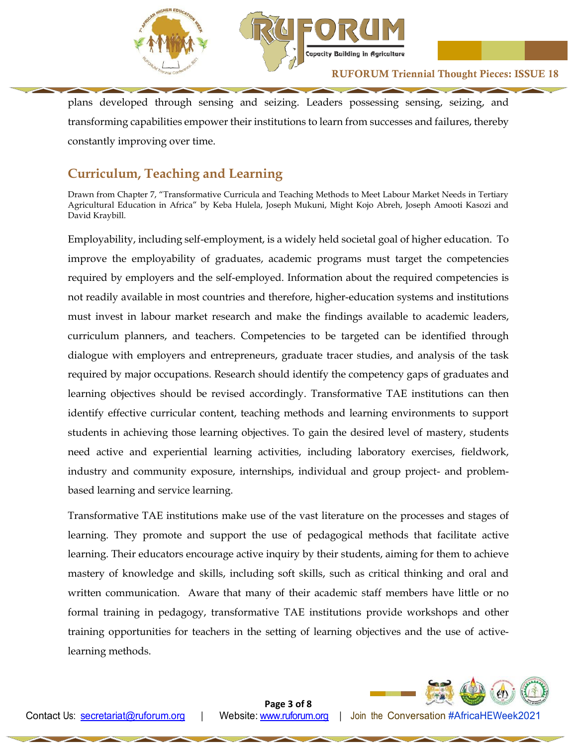plans developed through sensing and seizing. Leaders possessing sensing, seizing, and transforming capabilities empower their institutions to learn from successes and failures, thereby constantly improving over time.

## Curriculum, Teaching and Learning

Drawn from Chapter 7, "Transformative Curricula and Teaching Methods to Meet Labour Market Needs in Tertiary Agricultural Education in Africa" by Keba Hulela, Joseph Mukuni, Might Kojo Abreh, Joseph Amooti Kasozi and David Kraybill.

Employability, including self-employment, is a widely held societal goal of higher education. To improve the employability of graduates, academic programs must target the competencies required by employers and the self-employed. Information about the required competencies is not readily available in most countries and therefore, higher-education systems and institutions must invest in labour market research and make the findings available to academic leaders, curriculum planners, and teachers. Competencies to be targeted can be identified through dialogue with employers and entrepreneurs, graduate tracer studies, and analysis of the task required by major occupations. Research should identify the competency gaps of graduates and learning objectives should be revised accordingly. Transformative TAE institutions can then identify effective curricular content, teaching methods and learning environments to support students in achieving those learning objectives. To gain the desired level of mastery, students need active and experiential learning activities, including laboratory exercises, fieldwork, industry and community exposure, internships, individual and group project- and problem-based learning and service learning.

Transformative TAE institutions make use of the vast literature on the processes and stages of learning. They promote and support the use of pedagogical methods that facilitate active learning. Their educators encourage active inquiry by their students, aiming for them to achieve mastery of knowledge and skills, including soft skills, such as critical thinking and oral and written communication. Aware that many of their academic staff members have little or no formal training in pedagogy, transformative TAE institutions provide workshops and other training opportunities for teachers in the setting of learning objectives and the use of active-learning methods.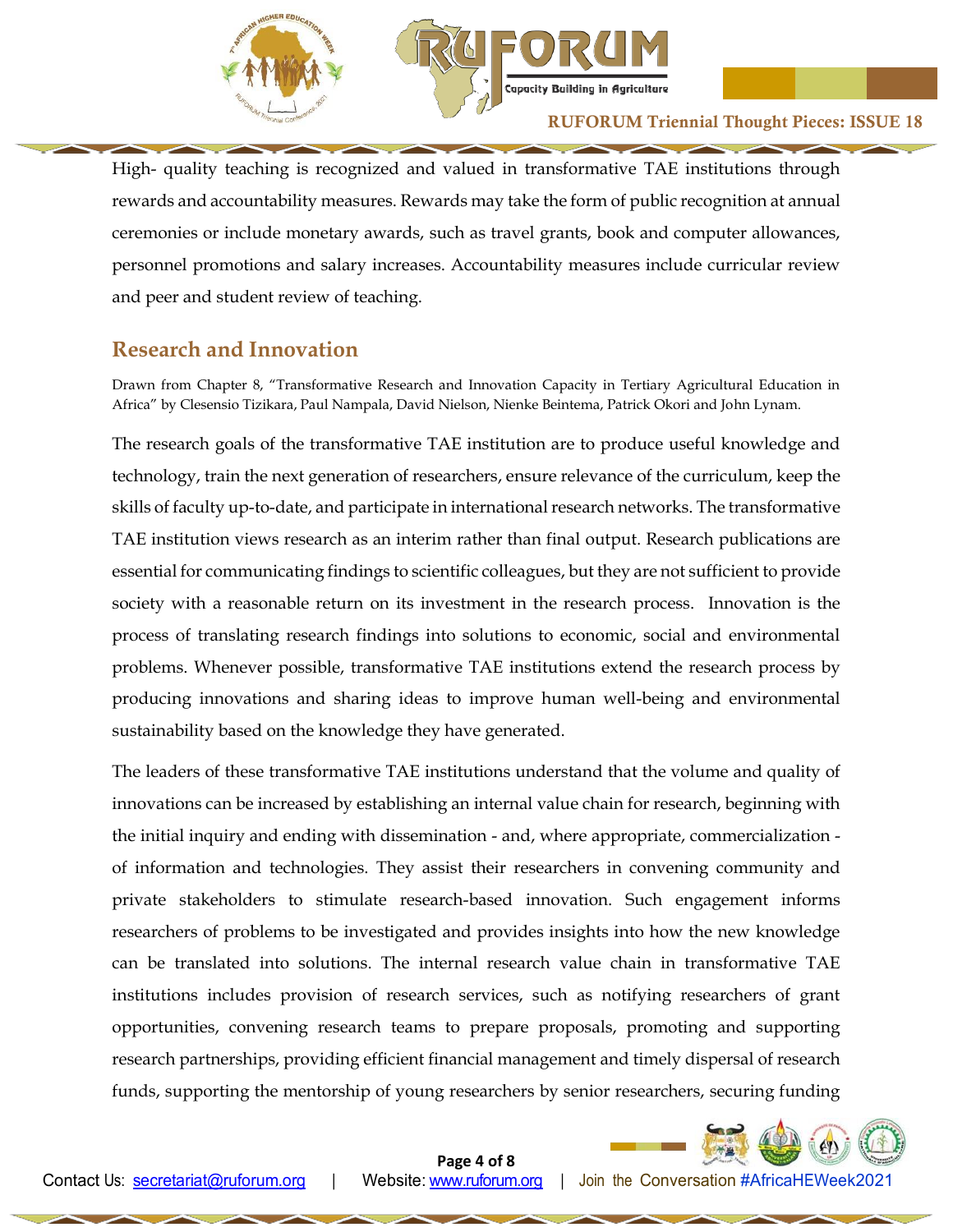High- quality teaching is recognized and valued in transformative TAE institutions through rewards and accountability measures. Rewards may take the form of public recognition at annual ceremonies or include monetary awards, such as travel grants, book and computer allowances, personnel promotions and salary increases. Accountability measures include curricular review and peer and student review of teaching.

## Research and Innovation

Drawn from Chapter 8, "Transformative Research and Innovation Capacity in Tertiary Agricultural Education in Africa" by Clesensio Tizikara, Paul Nampala, David Nielson, Nienke Beintema, Patrick Okori and John Lynam.

The research goals of the transformative TAE institution are to produce useful knowledge and technology, train the next generation of researchers, ensure relevance of the curriculum, keep the skills of faculty up-to-date, and participate in international research networks. The transformative TAE institution views research as an interim rather than final output. Research publications are essential for communicating findings to scientific colleagues, but they are not sufficient to provide society with a reasonable return on its investment in the research process. Innovation is the process of translating research findings into solutions to economic, social and environmental problems. Whenever possible, transformative TAE institutions extend the research process by producing innovations and sharing ideas to improve human well-being and environmental sustainability based on the knowledge they have generated.

The leaders of these transformative TAE institutions understand that the volume and quality of innovations can be increased by establishing an internal value chain for research, beginning with the initial inquiry and ending with dissemination - and, where appropriate, commercialization - of information and technologies. They assist their researchers in convening community and private stakeholders to stimulate research-based innovation. Such engagement informs researchers of problems to be investigated and provides insights into how the new knowledge can be translated into solutions. The internal research value chain in transformative TAE institutions includes provision of research services, such as notifying researchers of grant opportunities, convening research teams to prepare proposals, promoting and supporting research partnerships, providing efficient financial management and timely dispersal of research funds, supporting the mentorship of young researchers by senior researchers, securing funding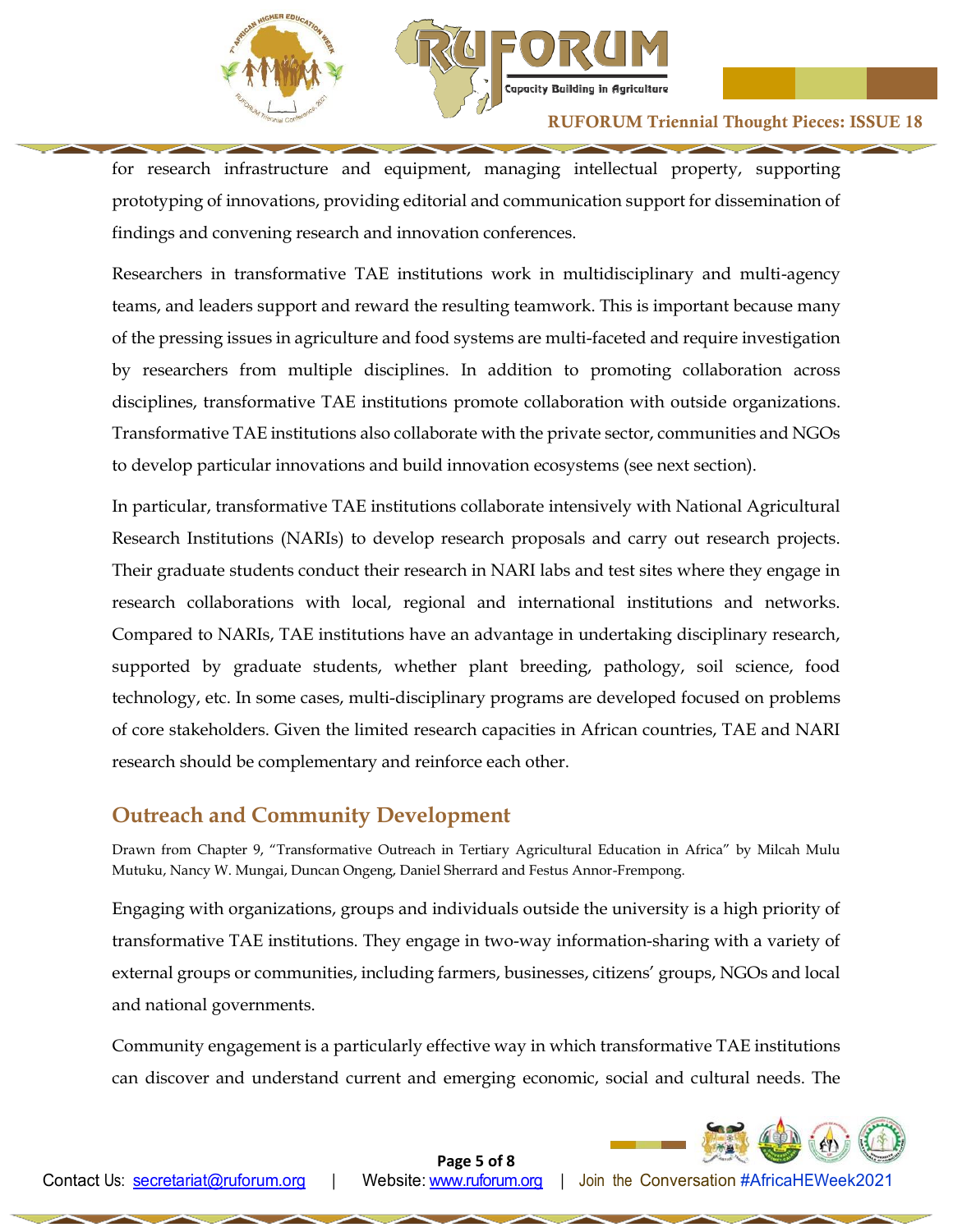for research infrastructure and equipment, managing intellectual property, supporting prototyping of innovations, providing editorial and communication support for dissemination of findings and convening research and innovation conferences.

Researchers in transformative TAE institutions work in multidisciplinary and multi-agency teams, and leaders support and reward the resulting teamwork. This is important because many of the pressing issues in agriculture and food systems are multi-faceted and require investigation by researchers from multiple disciplines. In addition to promoting collaboration across disciplines, transformative TAE institutions promote collaboration with outside organizations. Transformative TAE institutions also collaborate with the private sector, communities and NGOs to develop particular innovations and build innovation ecosystems (see next section).

In particular, transformative TAE institutions collaborate intensively with National Agricultural Research Institutions (NARIs) to develop research proposals and carry out research projects. Their graduate students conduct their research in NARI labs and test sites where they engage in research collaborations with local, regional and international institutions and networks. Compared to NARIs, TAE institutions have an advantage in undertaking disciplinary research, supported by graduate students, whether plant breeding, pathology, soil science, food technology, etc. In some cases, multi-disciplinary programs are developed focused on problems of core stakeholders. Given the limited research capacities in African countries, TAE and NARI research should be complementary and reinforce each other.

## Outreach and Community Development

Drawn from Chapter 9, "Transformative Outreach in Tertiary Agricultural Education in Africa" by Milcah Mulu Mutuku, Nancy W. Mungai, Duncan Ongeng, Daniel Sherrard and Festus Annor-Frempong.

Engaging with organizations, groups and individuals outside the university is a high priority of transformative TAE institutions. They engage in two-way information-sharing with a variety of external groups or communities, including farmers, businesses, citizens' groups, NGOs and local and national governments.

Community engagement is a particularly effective way in which transformative TAE institutions can discover and understand current and emerging economic, social and cultural needs. The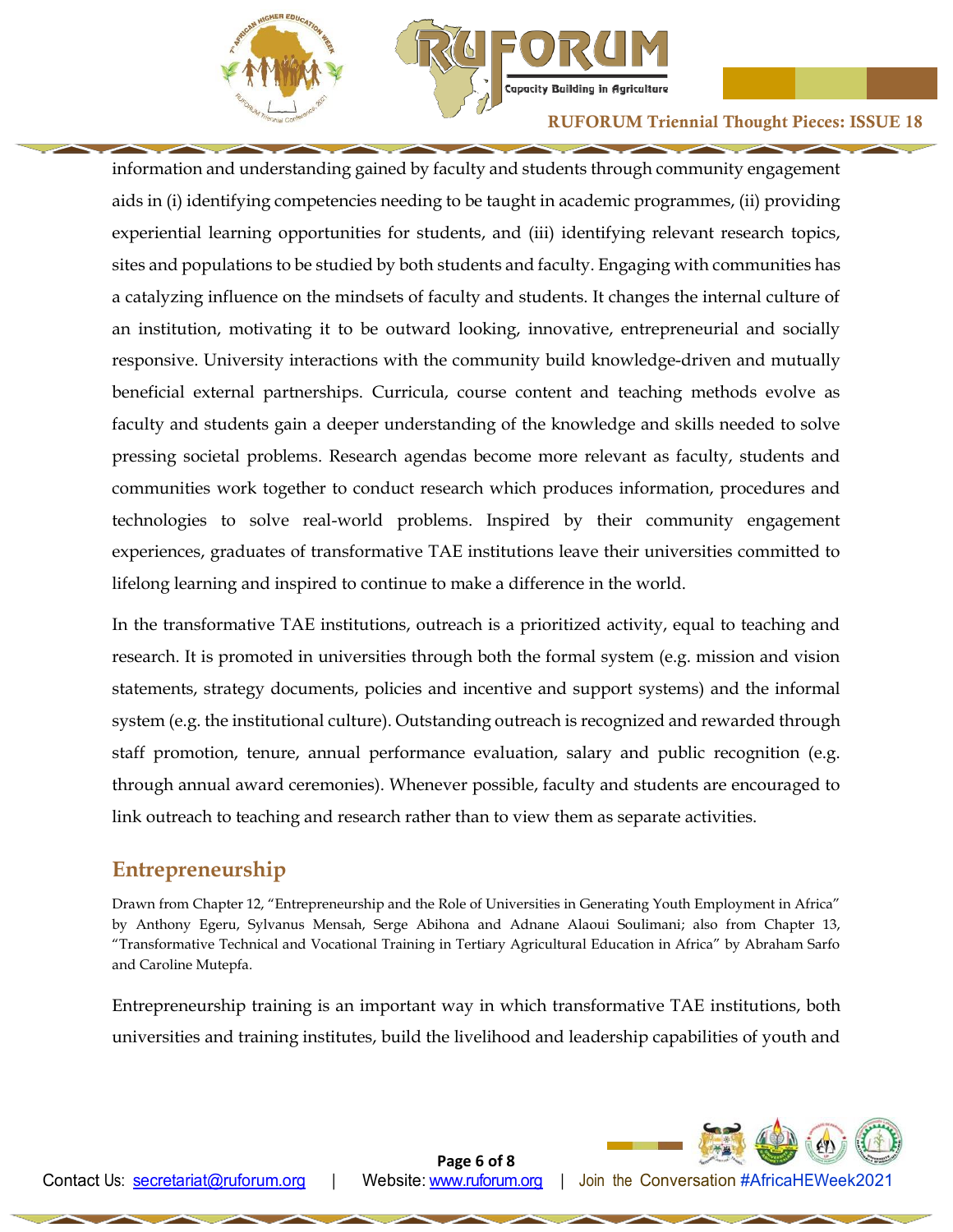information and understanding gained by faculty and students through community engagement aids in (i) identifying competencies needing to be taught in academic programmes, (ii) providing experiential learning opportunities for students, and (iii) identifying relevant research topics, sites and populations to be studied by both students and faculty. Engaging with communities has a catalyzing influence on the mindsets of faculty and students. It changes the internal culture of an institution, motivating it to be outward looking, innovative, entrepreneurial and socially responsive. University interactions with the community build knowledge-driven and mutually beneficial external partnerships. Curricula, course content and teaching methods evolve as faculty and students gain a deeper understanding of the knowledge and skills needed to solve pressing societal problems. Research agendas become more relevant as faculty, students and communities work together to conduct research which produces information, procedures and technologies to solve real-world problems. Inspired by their community engagement experiences, graduates of transformative TAE institutions leave their universities committed to lifelong learning and inspired to continue to make a difference in the world.

In the transformative TAE institutions, outreach is a prioritized activity, equal to teaching and research. It is promoted in universities through both the formal system (e.g. mission and vision statements, strategy documents, policies and incentive and support systems) and the informal system (e.g. the institutional culture). Outstanding outreach is recognized and rewarded through staff promotion, tenure, annual performance evaluation, salary and public recognition (e.g. through annual award ceremonies). Whenever possible, faculty and students are encouraged to link outreach to teaching and research rather than to view them as separate activities.

## Entrepreneurship

Drawn from Chapter 12, "Entrepreneurship and the Role of Universities in Generating Youth Employment in Africa" by Anthony Egeru, Sylvanus Mensah, Serge Abihona and Adnane Alaoui Soulimani; also from Chapter 13, "Transformative Technical and Vocational Training in Tertiary Agricultural Education in Africa" by Abraham Sarfo and Caroline Mutepfa.

Entrepreneurship training is an important way in which transformative TAE institutions, both universities and training institutes, build the livelihood and leadership capabilities of youth and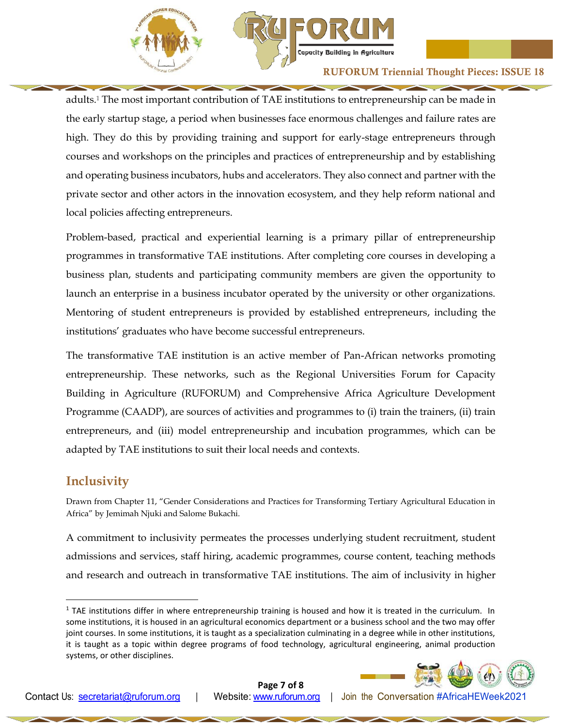adults.[1] The most important contribution of TAE institutions to entrepreneurship can be made in the early startup stage, a period when businesses face enormous challenges and failure rates are high. They do this by providing training and support for early-stage entrepreneurs through courses and workshops on the principles and practices of entrepreneurship and by establishing and operating business incubators, hubs and accelerators. They also connect and partner with the private sector and other actors in the innovation ecosystem, and they help reform national and local policies affecting entrepreneurs.

Problem-based, practical and experiential learning is a primary pillar of entrepreneurship programmes in transformative TAE institutions. After completing core courses in developing a business plan, students and participating community members are given the opportunity to launch an enterprise in a business incubator operated by the university or other organizations. Mentoring of student entrepreneurs is provided by established entrepreneurs, including the institutions' graduates who have become successful entrepreneurs.

The transformative TAE institution is an active member of Pan-African networks promoting entrepreneurship. These networks, such as the Regional Universities Forum for Capacity Building in Agriculture (RUFORUM) and Comprehensive Africa Agriculture Development Programme (CAADP), are sources of activities and programmes to (i) train the trainers, (ii) train entrepreneurs, and (iii) model entrepreneurship and incubation programmes, which can be adapted by TAE institutions to suit their local needs and contexts.

## Inclusivity

Drawn from Chapter 11, "Gender Considerations and Practices for Transforming Tertiary Agricultural Education in Africa" by Jemimah Njuki and Salome Bukachi.

A commitment to inclusivity permeates the processes underlying student recruitment, student admissions and services, staff hiring, academic programmes, course content, teaching methods and research and outreach in transformative TAE institutions. The aim of inclusivity in higher

---

[1] TAE institutions differ in where entrepreneurship training is housed and how it is treated in the curriculum. In some institutions, it is housed in an agricultural economics department or a business school and the two may offer joint courses. In some institutions, it is taught as a specialization culminating in a degree while in other institutions, it is taught as a topic within degree programs of food technology, agricultural engineering, animal production systems, or other disciplines.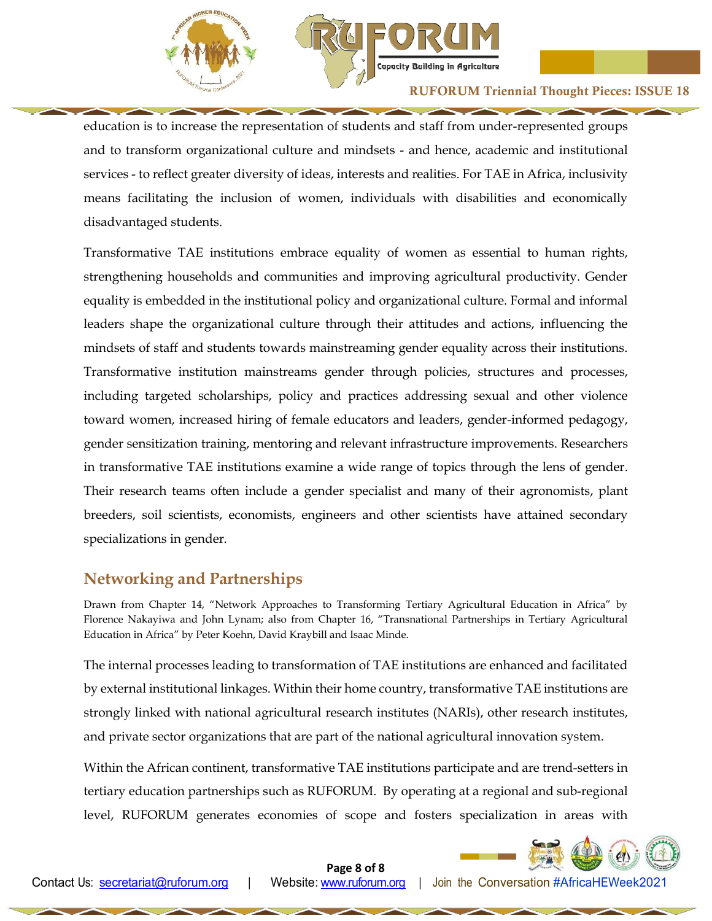education is to increase the representation of students and staff from under-represented groups and to transform organizational culture and mindsets - and hence, academic and institutional services - to reflect greater diversity of ideas, interests and realities. For TAE in Africa, inclusivity means facilitating the inclusion of women, individuals with disabilities and economically disadvantaged students.

Transformative TAE institutions embrace equality of women as essential to human rights, strengthening households and communities and improving agricultural productivity. Gender equality is embedded in the institutional policy and organizational culture. Formal and informal leaders shape the organizational culture through their attitudes and actions, influencing the mindsets of staff and students towards mainstreaming gender equality across their institutions. Transformative institution mainstreams gender through policies, structures and processes, including targeted scholarships, policy and practices addressing sexual and other violence toward women, increased hiring of female educators and leaders, gender-informed pedagogy, gender sensitization training, mentoring and relevant infrastructure improvements. Researchers in transformative TAE institutions examine a wide range of topics through the lens of gender. Their research teams often include a gender specialist and many of their agronomists, plant breeders, soil scientists, economists, engineers and other scientists have attained secondary specializations in gender.

## Networking and Partnerships

Drawn from Chapter 14, "Network Approaches to Transforming Tertiary Agricultural Education in Africa" by Florence Nakayiwa and John Lynam; also from Chapter 16, "Transnational Partnerships in Tertiary Agricultural Education in Africa" by Peter Koehn, David Kraybill and Isaac Minde.

The internal processes leading to transformation of TAE institutions are enhanced and facilitated by external institutional linkages. Within their home country, transformative TAE institutions are strongly linked with national agricultural research institutes (NARIs), other research institutes, and private sector organizations that are part of the national agricultural innovation system.

Within the African continent, transformative TAE institutions participate and are trend-setters in tertiary education partnerships such as RUFORUM. By operating at a regional and sub-regional level, RUFORUM generates economies of scope and fosters specialization in areas with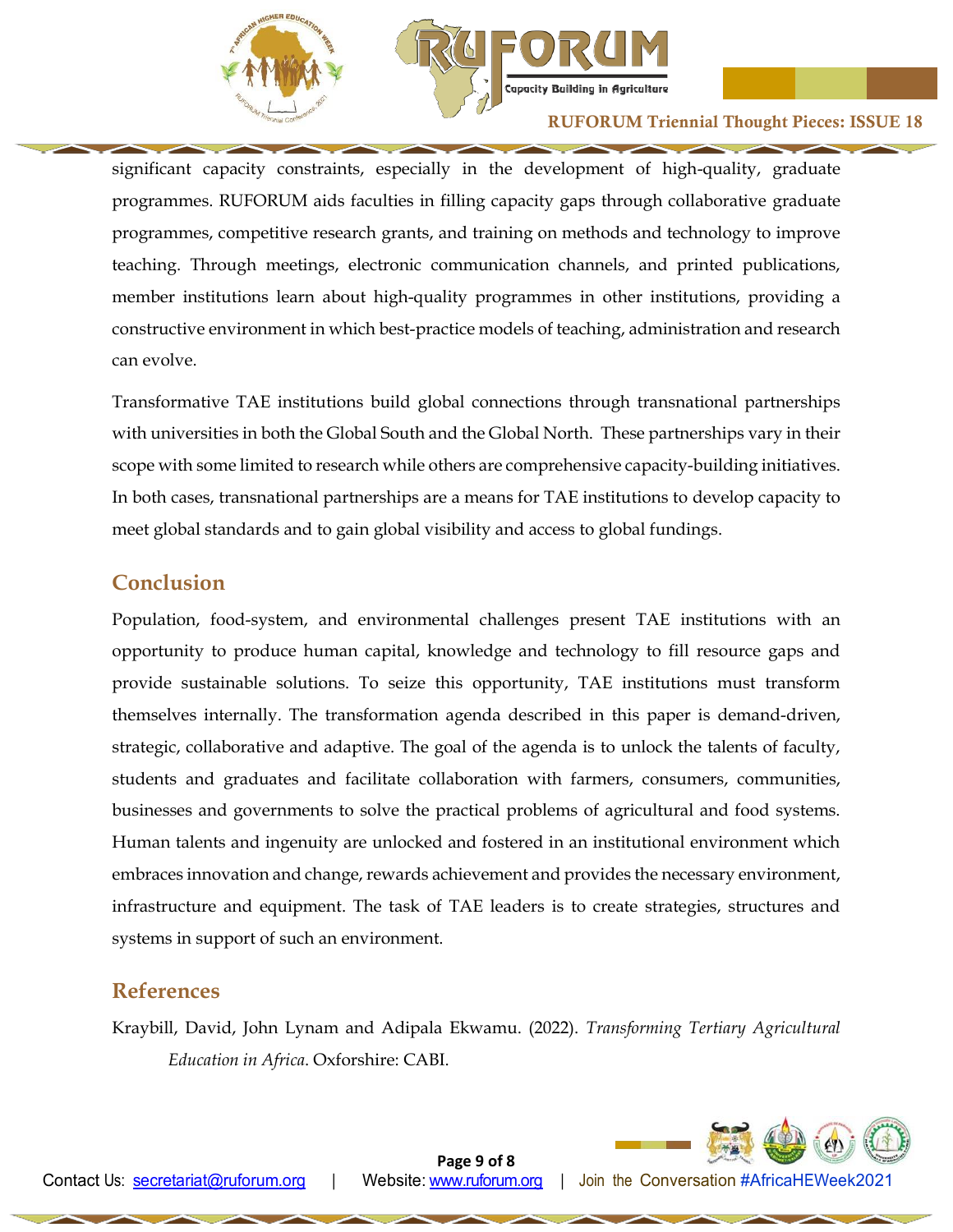significant capacity constraints, especially in the development of high-quality, graduate programmes. RUFORUM aids faculties in filling capacity gaps through collaborative graduate programmes, competitive research grants, and training on methods and technology to improve teaching. Through meetings, electronic communication channels, and printed publications, member institutions learn about high-quality programmes in other institutions, providing a constructive environment in which best-practice models of teaching, administration and research can evolve.

Transformative TAE institutions build global connections through transnational partnerships with universities in both the Global South and the Global North. These partnerships vary in their scope with some limited to research while others are comprehensive capacity-building initiatives. In both cases, transnational partnerships are a means for TAE institutions to develop capacity to meet global standards and to gain global visibility and access to global fundings.

## Conclusion

Population, food-system, and environmental challenges present TAE institutions with an opportunity to produce human capital, knowledge and technology to fill resource gaps and provide sustainable solutions. To seize this opportunity, TAE institutions must transform themselves internally. The transformation agenda described in this paper is demand-driven, strategic, collaborative and adaptive. The goal of the agenda is to unlock the talents of faculty, students and graduates and facilitate collaboration with farmers, consumers, communities, businesses and governments to solve the practical problems of agricultural and food systems. Human talents and ingenuity are unlocked and fostered in an institutional environment which embraces innovation and change, rewards achievement and provides the necessary environment, infrastructure and equipment. The task of TAE leaders is to create strategies, structures and systems in support of such an environment.

## References

Kraybill, David, John Lynam and Adipala Ekwamu. (2022). *Transforming Tertiary Agricultural Education in Africa*. Oxforshire: CABI.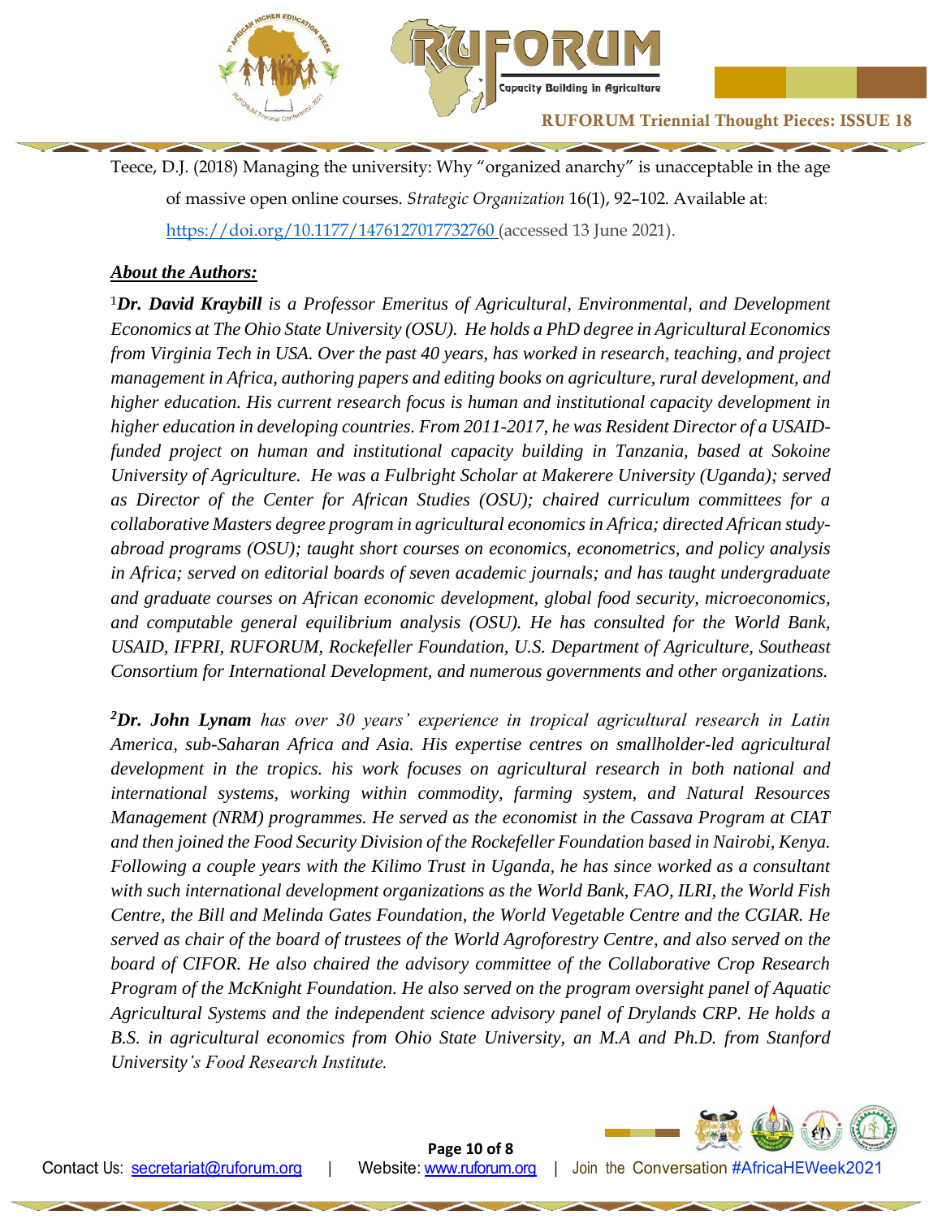Teece, D.J. (2018) Managing the university: Why "organized anarchy" is unacceptable in the age of massive open online courses. *Strategic Organization* 16(1), 92–102. Available at: https://doi.org/10.1177/1476127017732760 (accessed 13 June 2021).

***About the Authors:***

[1]***Dr. David Kraybill*** *is a Professor Emeritus of Agricultural, Environmental, and Development Economics at The Ohio State University (OSU). He holds a PhD degree in Agricultural Economics from Virginia Tech in USA. Over the past 40 years, has worked in research, teaching, and project management in Africa, authoring papers and editing books on agriculture, rural development, and higher education. His current research focus is human and institutional capacity development in higher education in developing countries. From 2011-2017, he was Resident Director of a USAID-funded project on human and institutional capacity building in Tanzania, based at Sokoine University of Agriculture. He was a Fulbright Scholar at Makerere University (Uganda); served as Director of the Center for African Studies (OSU); chaired curriculum committees for a collaborative Masters degree program in agricultural economics in Africa; directed African study-abroad programs (OSU); taught short courses on economics, econometrics, and policy analysis in Africa; served on editorial boards of seven academic journals; and has taught undergraduate and graduate courses on African economic development, global food security, microeconomics, and computable general equilibrium analysis (OSU). He has consulted for the World Bank, USAID, IFPRI, RUFORUM, Rockefeller Foundation, U.S. Department of Agriculture, Southeast Consortium for International Development, and numerous governments and other organizations.*

[2]***Dr. John Lynam*** *has over 30 years' experience in tropical agricultural research in Latin America, sub-Saharan Africa and Asia. His expertise centres on smallholder-led agricultural development in the tropics. his work focuses on agricultural research in both national and international systems, working within commodity, farming system, and Natural Resources Management (NRM) programmes. He served as the economist in the Cassava Program at CIAT and then joined the Food Security Division of the Rockefeller Foundation based in Nairobi, Kenya. Following a couple years with the Kilimo Trust in Uganda, he has since worked as a consultant with such international development organizations as the World Bank, FAO, ILRI, the World Fish Centre, the Bill and Melinda Gates Foundation, the World Vegetable Centre and the CGIAR. He served as chair of the board of trustees of the World Agroforestry Centre, and also served on the board of CIFOR. He also chaired the advisory committee of the Collaborative Crop Research Program of the McKnight Foundation. He also served on the program oversight panel of Aquatic Agricultural Systems and the independent science advisory panel of Drylands CRP. He holds a B.S. in agricultural economics from Ohio State University, an M.A and Ph.D. from Stanford University's Food Research Institute.*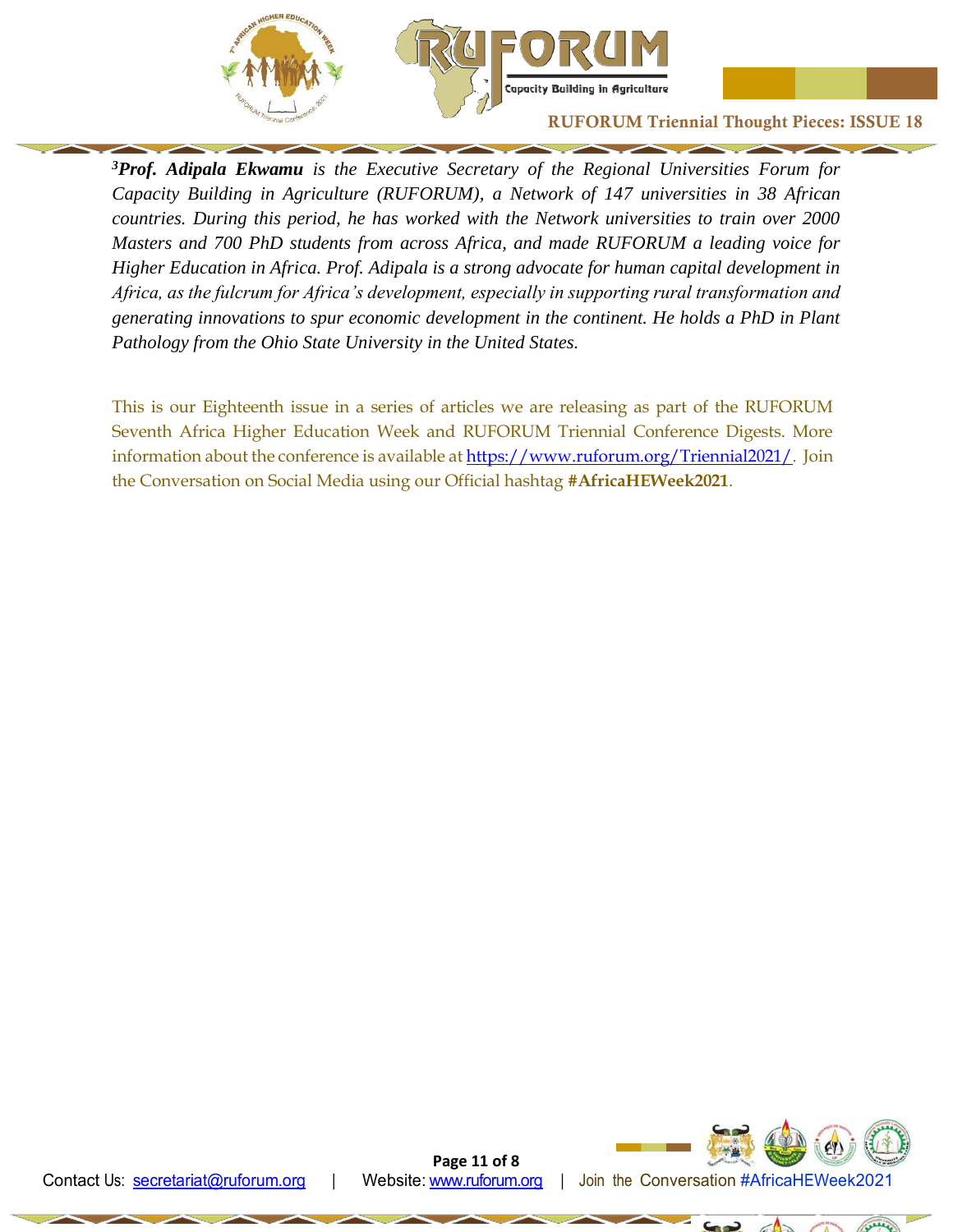[3]***Prof. Adipala Ekwamu*** *is the Executive Secretary of the Regional Universities Forum for Capacity Building in Agriculture (RUFORUM), a Network of 147 universities in 38 African countries. During this period, he has worked with the Network universities to train over 2000 Masters and 700 PhD students from across Africa, and made RUFORUM a leading voice for Higher Education in Africa. Prof. Adipala is a strong advocate for human capital development in Africa, as the fulcrum for Africa's development, especially in supporting rural transformation and generating innovations to spur economic development in the continent. He holds a PhD in Plant Pathology from the Ohio State University in the United States.*

This is our Eighteenth issue in a series of articles we are releasing as part of the RUFORUM Seventh Africa Higher Education Week and RUFORUM Triennial Conference Digests. More information about the conference is available at https://www.ruforum.org/Triennial2021/. Join the Conversation on Social Media using our Official hashtag **#AfricaHEWeek2021**.